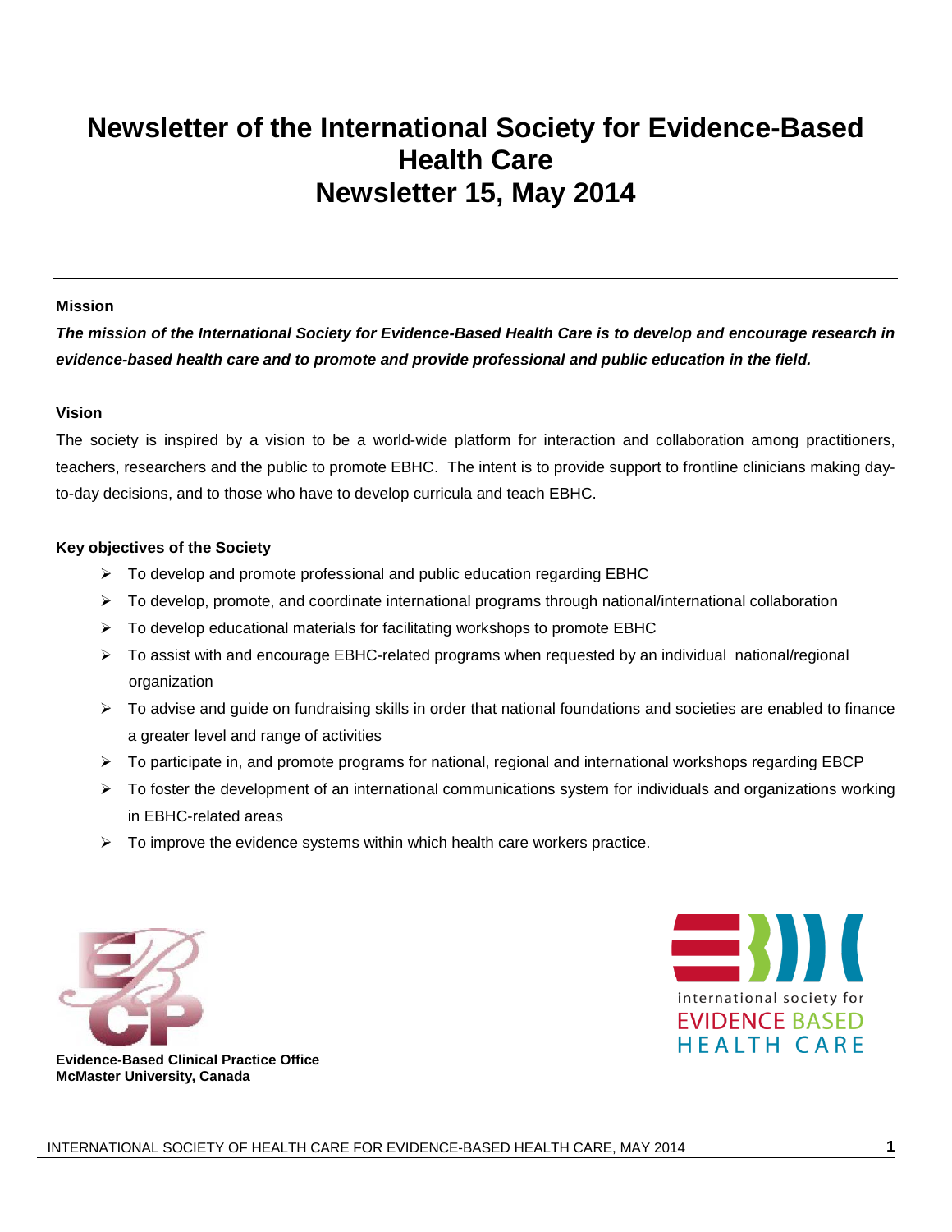# Newsletter of the International Society for Evidence-Based Health Care
# Newsletter 15, May 2014

---

**Mission**

***The mission of the International Society for Evidence-Based Health Care is to develop and encourage research in evidence-based health care and to promote and provide professional and public education in the field.***

**Vision**

The society is inspired by a vision to be a world-wide platform for interaction and collaboration among practitioners, teachers, researchers and the public to promote EBHC. The intent is to provide support to frontline clinicians making day-to-day decisions, and to those who have to develop curricula and teach EBHC.

**Key objectives of the Society**

- To develop and promote professional and public education regarding EBHC
- To develop, promote, and coordinate international programs through national/international collaboration
- To develop educational materials for facilitating workshops to promote EBHC
- To assist with and encourage EBHC-related programs when requested by an individual national/regional organization
- To advise and guide on fundraising skills in order that national foundations and societies are enabled to finance a greater level and range of activities
- To participate in, and promote programs for national, regional and international workshops regarding EBCP
- To foster the development of an international communications system for individuals and organizations working in EBHC-related areas
- To improve the evidence systems within which health care workers practice.

**Evidence-Based Clinical Practice Office**
**McMaster University, Canada**

international society for
EVIDENCE BASED
HEALTH CARE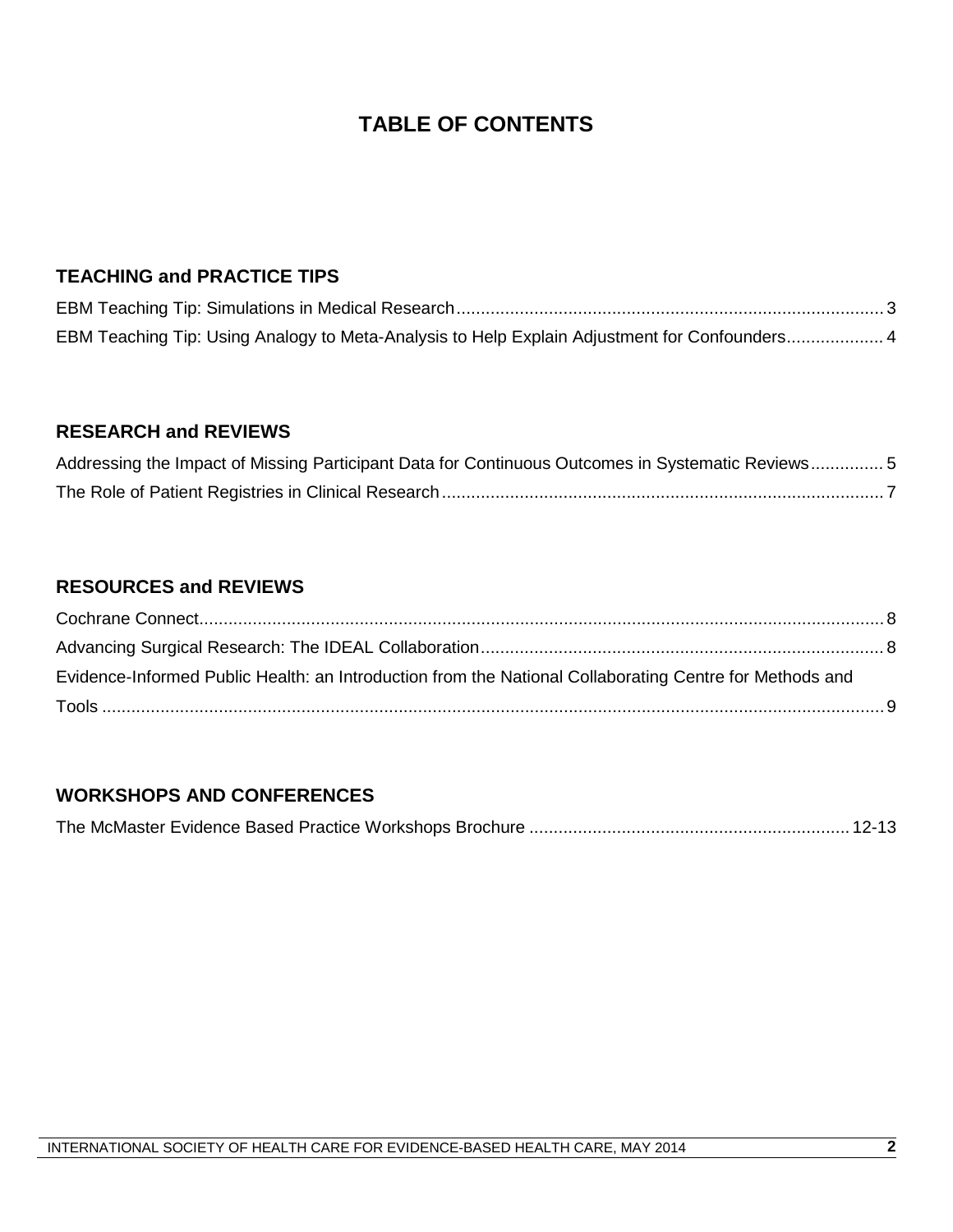# TABLE OF CONTENTS

## TEACHING and PRACTICE TIPS

EBM Teaching Tip: Simulations in Medical Research ........................................................ 3

EBM Teaching Tip: Using Analogy to Meta-Analysis to Help Explain Adjustment for Confounders .................... 4

## RESEARCH and REVIEWS

Addressing the Impact of Missing Participant Data for Continuous Outcomes in Systematic Reviews ............... 5

The Role of Patient Registries in Clinical Research ........................................................ 7

## RESOURCES and REVIEWS

Cochrane Connect ........................................................ 8

Advancing Surgical Research: The IDEAL Collaboration ........................................................ 8

Evidence-Informed Public Health: an Introduction from the National Collaborating Centre for Methods and Tools ........................................................ 9

## WORKSHOPS AND CONFERENCES

The McMaster Evidence Based Practice Workshops Brochure ........................................................ 12-13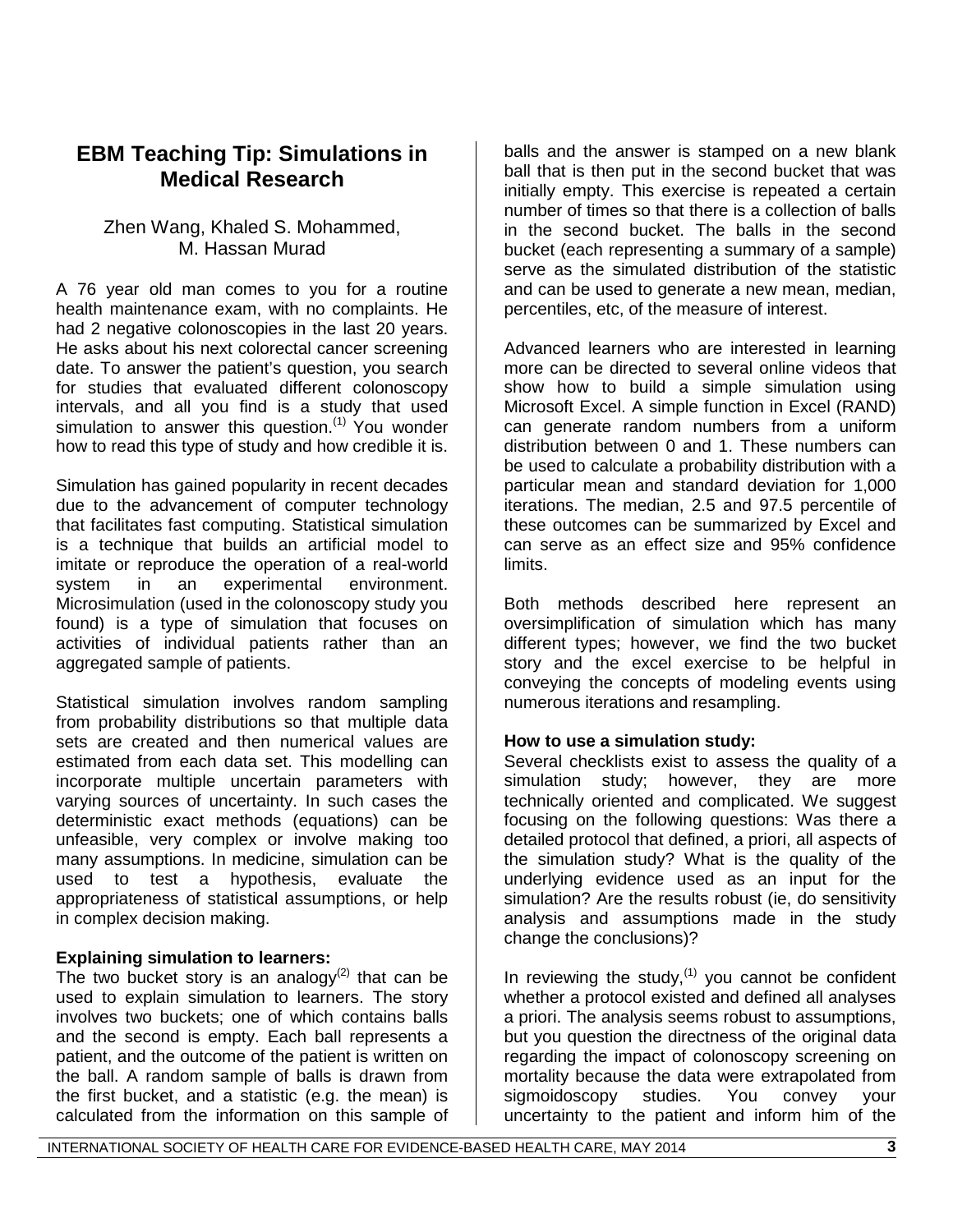## EBM Teaching Tip: Simulations in Medical Research

Zhen Wang, Khaled S. Mohammed, M. Hassan Murad

A 76 year old man comes to you for a routine health maintenance exam, with no complaints. He had 2 negative colonoscopies in the last 20 years. He asks about his next colorectal cancer screening date. To answer the patient's question, you search for studies that evaluated different colonoscopy intervals, and all you find is a study that used simulation to answer this question.[1] You wonder how to read this type of study and how credible it is.

Simulation has gained popularity in recent decades due to the advancement of computer technology that facilitates fast computing. Statistical simulation is a technique that builds an artificial model to imitate or reproduce the operation of a real-world system in an experimental environment. Microsimulation (used in the colonoscopy study you found) is a type of simulation that focuses on activities of individual patients rather than an aggregated sample of patients.

Statistical simulation involves random sampling from probability distributions so that multiple data sets are created and then numerical values are estimated from each data set. This modelling can incorporate multiple uncertain parameters with varying sources of uncertainty. In such cases the deterministic exact methods (equations) can be unfeasible, very complex or involve making too many assumptions. In medicine, simulation can be used to test a hypothesis, evaluate the appropriateness of statistical assumptions, or help in complex decision making.

**Explaining simulation to learners:**
The two bucket story is an analogy[2] that can be used to explain simulation to learners. The story involves two buckets; one of which contains balls and the second is empty. Each ball represents a patient, and the outcome of the patient is written on the ball. A random sample of balls is drawn from the first bucket, and a statistic (e.g. the mean) is calculated from the information on this sample of balls and the answer is stamped on a new blank ball that is then put in the second bucket that was initially empty. This exercise is repeated a certain number of times so that there is a collection of balls in the second bucket. The balls in the second bucket (each representing a summary of a sample) serve as the simulated distribution of the statistic and can be used to generate a new mean, median, percentiles, etc, of the measure of interest.

Advanced learners who are interested in learning more can be directed to several online videos that show how to build a simple simulation using Microsoft Excel. A simple function in Excel (RAND) can generate random numbers from a uniform distribution between 0 and 1. These numbers can be used to calculate a probability distribution with a particular mean and standard deviation for 1,000 iterations. The median, 2.5 and 97.5 percentile of these outcomes can be summarized by Excel and can serve as an effect size and 95% confidence limits.

Both methods described here represent an oversimplification of simulation which has many different types; however, we find the two bucket story and the excel exercise to be helpful in conveying the concepts of modeling events using numerous iterations and resampling.

**How to use a simulation study:**
Several checklists exist to assess the quality of a simulation study; however, they are more technically oriented and complicated. We suggest focusing on the following questions: Was there a detailed protocol that defined, a priori, all aspects of the simulation study? What is the quality of the underlying evidence used as an input for the simulation? Are the results robust (ie, do sensitivity analysis and assumptions made in the study change the conclusions)?

In reviewing the study,[1] you cannot be confident whether a protocol existed and defined all analyses a priori. The analysis seems robust to assumptions, but you question the directness of the original data regarding the impact of colonoscopy screening on mortality because the data were extrapolated from sigmoidoscopy studies. You convey your uncertainty to the patient and inform him of the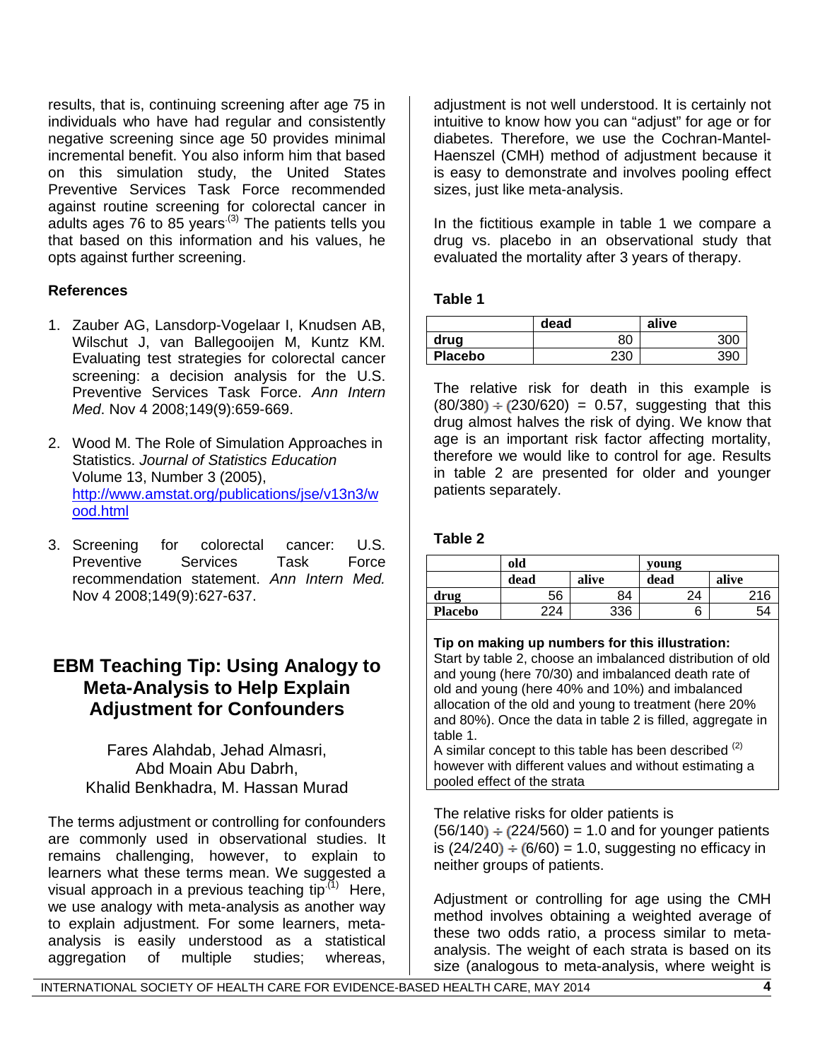results, that is, continuing screening after age 75 in individuals who have had regular and consistently negative screening since age 50 provides minimal incremental benefit. You also inform him that based on this simulation study, the United States Preventive Services Task Force recommended against routine screening for colorectal cancer in adults ages 76 to 85 years[3] The patients tells you that based on this information and his values, he opts against further screening.

### References

1. Zauber AG, Lansdorp-Vogelaar I, Knudsen AB, Wilschut J, van Ballegooijen M, Kuntz KM. Evaluating test strategies for colorectal cancer screening: a decision analysis for the U.S. Preventive Services Task Force. *Ann Intern Med*. Nov 4 2008;149(9):659-669.

2. Wood M. The Role of Simulation Approaches in Statistics. *Journal of Statistics Education* Volume 13, Number 3 (2005), http://www.amstat.org/publications/jse/v13n3/wood.html

3. Screening for colorectal cancer: U.S. Preventive Services Task Force recommendation statement. *Ann Intern Med.* Nov 4 2008;149(9):627-637.

## EBM Teaching Tip: Using Analogy to Meta-Analysis to Help Explain Adjustment for Confounders

Fares Alahdab, Jehad Almasri, Abd Moain Abu Dabrh, Khalid Benkhadra, M. Hassan Murad

The terms adjustment or controlling for confounders are commonly used in observational studies. It remains challenging, however, to explain to learners what these terms mean. We suggested a visual approach in a previous teaching tip[1] Here, we use analogy with meta-analysis as another way to explain adjustment. For some learners, meta-analysis is easily understood as a statistical aggregation of multiple studies; whereas, adjustment is not well understood. It is certainly not intuitive to know how you can "adjust" for age or for diabetes. Therefore, we use the Cochran-Mantel-Haenszel (CMH) method of adjustment because it is easy to demonstrate and involves pooling effect sizes, just like meta-analysis.

In the fictitious example in table 1 we compare a drug vs. placebo in an observational study that evaluated the mortality after 3 years of therapy.

**Table 1**

| | dead | alive |
|---|---|---|
| **drug** | 80 | 300 |
| **Placebo** | 230 | 390 |

The relative risk for death in this example is (80/380) ÷ (230/620) = 0.57, suggesting that this drug almost halves the risk of dying. We know that age is an important risk factor affecting mortality, therefore we would like to control for age. Results in table 2 are presented for older and younger patients separately.

**Table 2**

| | old | | young | |
|---|---|---|---|---|
| | **dead** | **alive** | **dead** | **alive** |
| **drug** | 56 | 84 | 24 | 216 |
| **Placebo** | 224 | 336 | 6 | 54 |

**Tip on making up numbers for this illustration:**
Start by table 2, choose an imbalanced distribution of old and young (here 70/30) and imbalanced death rate of old and young (here 40% and 10%) and imbalanced allocation of the old and young to treatment (here 20% and 80%). Once the data in table 2 is filled, aggregate in table 1.
A similar concept to this table has been described [2] however with different values and without estimating a pooled effect of the strata

The relative risks for older patients is (56/140) ÷ (224/560) = 1.0 and for younger patients is (24/240) ÷ (6/60) = 1.0, suggesting no efficacy in neither groups of patients.

Adjustment or controlling for age using the CMH method involves obtaining a weighted average of these two odds ratio, a process similar to meta-analysis. The weight of each strata is based on its size (analogous to meta-analysis, where weight is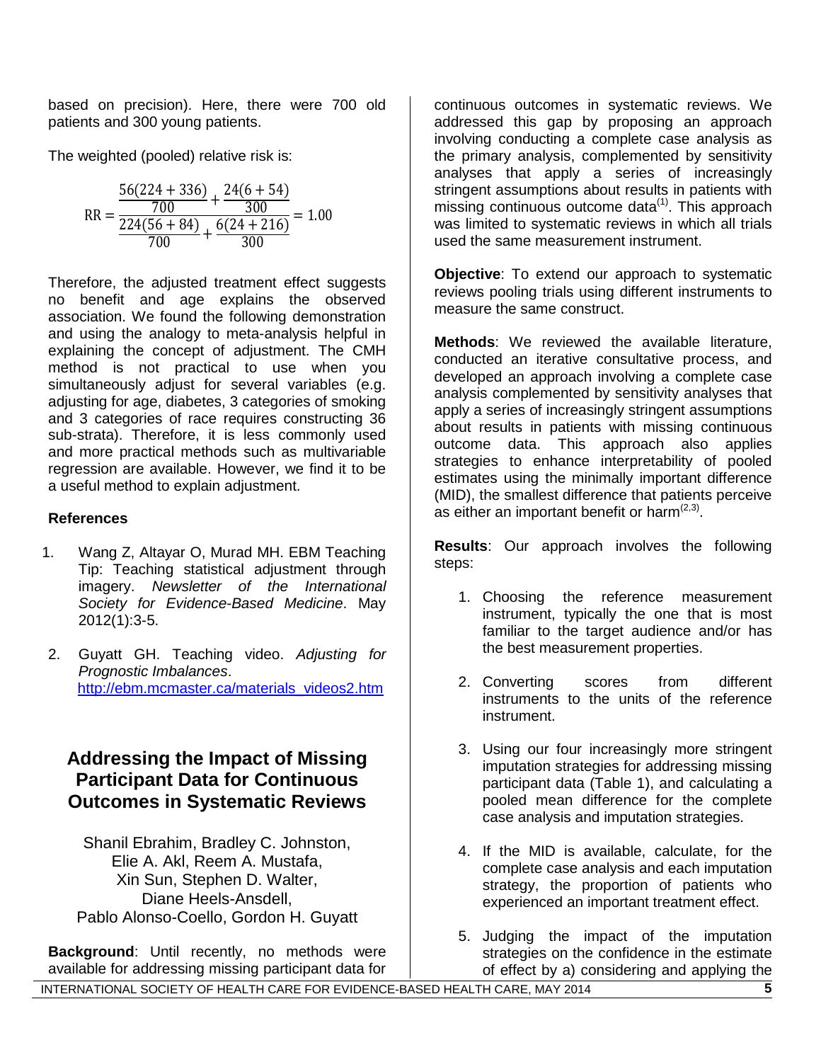based on precision). Here, there were 700 old patients and 300 young patients.

The weighted (pooled) relative risk is:

$$\mathrm{RR} = \frac{\dfrac{56(224+336)}{700} + \dfrac{24(6+54)}{300}}{\dfrac{224(56+84)}{700} + \dfrac{6(24+216)}{300}} = 1.00$$

Therefore, the adjusted treatment effect suggests no benefit and age explains the observed association. We found the following demonstration and using the analogy to meta-analysis helpful in explaining the concept of adjustment. The CMH method is not practical to use when you simultaneously adjust for several variables (e.g. adjusting for age, diabetes, 3 categories of smoking and 3 categories of race requires constructing 36 sub-strata). Therefore, it is less commonly used and more practical methods such as multivariable regression are available. However, we find it to be a useful method to explain adjustment.

**References**

1. Wang Z, Altayar O, Murad MH. EBM Teaching Tip: Teaching statistical adjustment through imagery. *Newsletter of the International Society for Evidence-Based Medicine*. May 2012(1):3-5.
2. Guyatt GH. Teaching video. *Adjusting for Prognostic Imbalances*. http://ebm.mcmaster.ca/materials_videos2.htm

## Addressing the Impact of Missing Participant Data for Continuous Outcomes in Systematic Reviews

Shanil Ebrahim, Bradley C. Johnston, Elie A. Akl, Reem A. Mustafa, Xin Sun, Stephen D. Walter, Diane Heels-Ansdell, Pablo Alonso-Coello, Gordon H. Guyatt

**Background**: Until recently, no methods were available for addressing missing participant data for continuous outcomes in systematic reviews. We addressed this gap by proposing an approach involving conducting a complete case analysis as the primary analysis, complemented by sensitivity analyses that apply a series of increasingly stringent assumptions about results in patients with missing continuous outcome data[1]. This approach was limited to systematic reviews in which all trials used the same measurement instrument.

**Objective**: To extend our approach to systematic reviews pooling trials using different instruments to measure the same construct.

**Methods**: We reviewed the available literature, conducted an iterative consultative process, and developed an approach involving a complete case analysis complemented by sensitivity analyses that apply a series of increasingly stringent assumptions about results in patients with missing continuous outcome data. This approach also applies strategies to enhance interpretability of pooled estimates using the minimally important difference (MID), the smallest difference that patients perceive as either an important benefit or harm[2,3].

**Results**: Our approach involves the following steps:

1. Choosing the reference measurement instrument, typically the one that is most familiar to the target audience and/or has the best measurement properties.
2. Converting scores from different instruments to the units of the reference instrument.
3. Using our four increasingly more stringent imputation strategies for addressing missing participant data (Table 1), and calculating a pooled mean difference for the complete case analysis and imputation strategies.
4. If the MID is available, calculate, for the complete case analysis and each imputation strategy, the proportion of patients who experienced an important treatment effect.
5. Judging the impact of the imputation strategies on the confidence in the estimate of effect by a) considering and applying the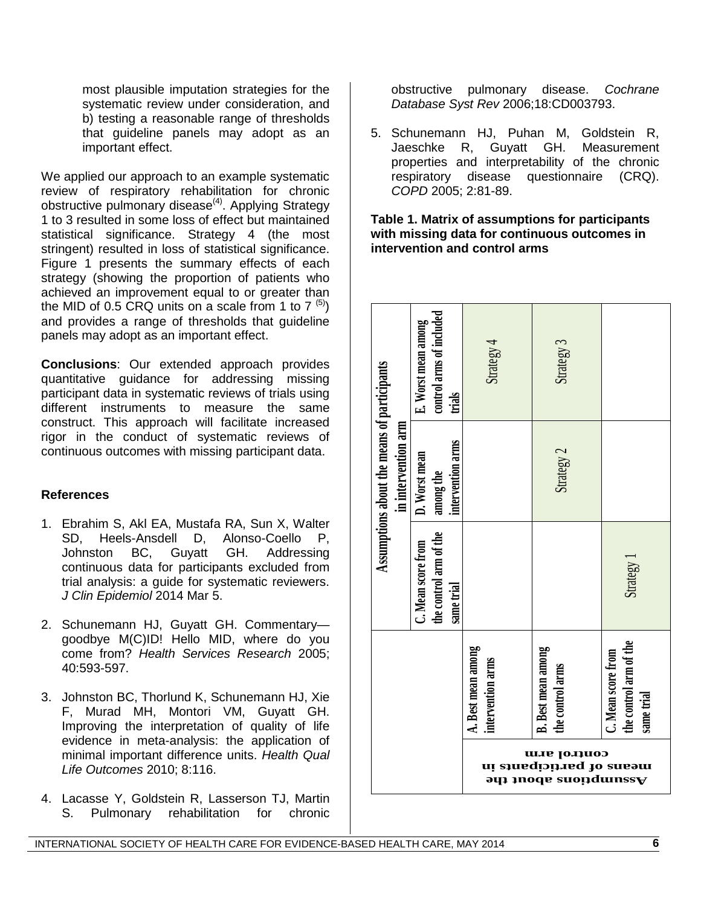most plausible imputation strategies for the systematic review under consideration, and b) testing a reasonable range of thresholds that guideline panels may adopt as an important effect.

We applied our approach to an example systematic review of respiratory rehabilitation for chronic obstructive pulmonary disease[4]. Applying Strategy 1 to 3 resulted in some loss of effect but maintained statistical significance. Strategy 4 (the most stringent) resulted in loss of statistical significance. Figure 1 presents the summary effects of each strategy (showing the proportion of patients who achieved an improvement equal to or greater than the MID of 0.5 CRQ units on a scale from 1 to 7 [5]) and provides a range of thresholds that guideline panels may adopt as an important effect.

**Conclusions**: Our extended approach provides quantitative guidance for addressing missing participant data in systematic reviews of trials using different instruments to measure the same construct. This approach will facilitate increased rigor in the conduct of systematic reviews of continuous outcomes with missing participant data.

## References

1. Ebrahim S, Akl EA, Mustafa RA, Sun X, Walter SD, Heels-Ansdell D, Alonso-Coello P, Johnston BC, Guyatt GH. Addressing continuous data for participants excluded from trial analysis: a guide for systematic reviewers. *J Clin Epidemiol* 2014 Mar 5.

2. Schunemann HJ, Guyatt GH. Commentary—goodbye M(C)ID! Hello MID, where do you come from? *Health Services Research* 2005; 40:593-597.

3. Johnston BC, Thorlund K, Schunemann HJ, Xie F, Murad MH, Montori VM, Guyatt GH. Improving the interpretation of quality of life evidence in meta-analysis: the application of minimal important difference units. *Health Qual Life Outcomes* 2010; 8:116.

4. Lacasse Y, Goldstein R, Lasserson TJ, Martin S. Pulmonary rehabilitation for chronic obstructive pulmonary disease. *Cochrane Database Syst Rev* 2006;18:CD003793.

5. Schunemann HJ, Puhan M, Goldstein R, Jaeschke R, Guyatt GH. Measurement properties and interpretability of the chronic respiratory disease questionnaire (CRQ). *COPD* 2005; 2:81-89.

**Table 1. Matrix of assumptions for participants with missing data for continuous outcomes in intervention and control arms**

| | | Assumptions about the means of participants in intervention arm | | |
|---|---|---|---|---|
| | | C. Mean score from the control arm of the same trial | D. Worst mean among the intervention arms | E. Worst mean among control arms of included trials |
| Assumptions about the means of participants in control arm | A. Best mean among intervention arms | | | Strategy 4 |
| | B. Best mean among the control arms | | Strategy 2 | Strategy 3 |
| | C. Mean score from the control arm of the same trial | Strategy 1 | | |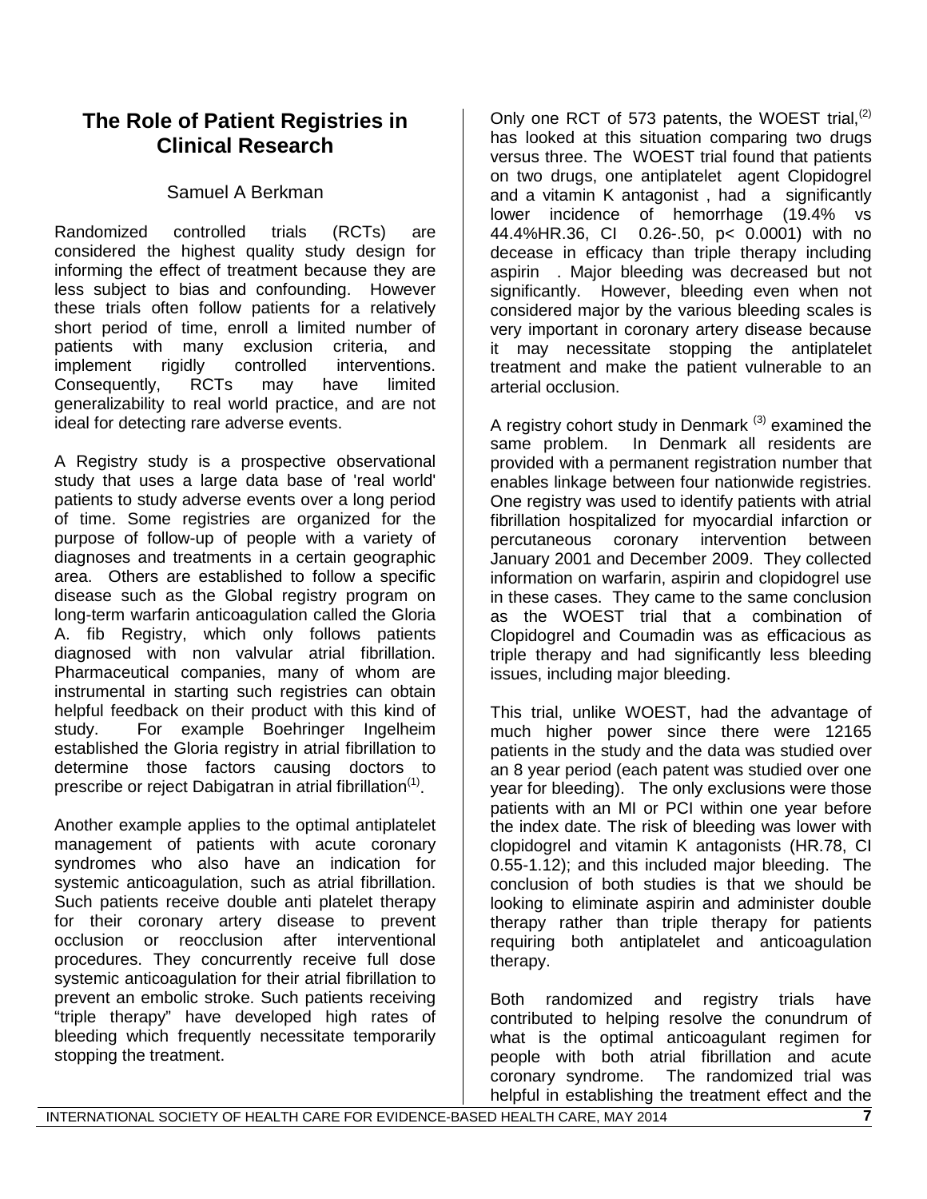## The Role of Patient Registries in Clinical Research

Samuel A Berkman

Randomized controlled trials (RCTs) are considered the highest quality study design for informing the effect of treatment because they are less subject to bias and confounding. However these trials often follow patients for a relatively short period of time, enroll a limited number of patients with many exclusion criteria, and implement rigidly controlled interventions. Consequently, RCTs may have limited generalizability to real world practice, and are not ideal for detecting rare adverse events.

A Registry study is a prospective observational study that uses a large data base of 'real world' patients to study adverse events over a long period of time. Some registries are organized for the purpose of follow-up of people with a variety of diagnoses and treatments in a certain geographic area. Others are established to follow a specific disease such as the Global registry program on long-term warfarin anticoagulation called the Gloria A. fib Registry, which only follows patients diagnosed with non valvular atrial fibrillation. Pharmaceutical companies, many of whom are instrumental in starting such registries can obtain helpful feedback on their product with this kind of study. For example Boehringer Ingelheim established the Gloria registry in atrial fibrillation to determine those factors causing doctors to prescribe or reject Dabigatran in atrial fibrillation[(1)].

Another example applies to the optimal antiplatelet management of patients with acute coronary syndromes who also have an indication for systemic anticoagulation, such as atrial fibrillation. Such patients receive double anti platelet therapy for their coronary artery disease to prevent occlusion or reocclusion after interventional procedures. They concurrently receive full dose systemic anticoagulation for their atrial fibrillation to prevent an embolic stroke. Such patients receiving “triple therapy” have developed high rates of bleeding which frequently necessitate temporarily stopping the treatment.

Only one RCT of 573 patents, the WOEST trial,[(2)] has looked at this situation comparing two drugs versus three. The WOEST trial found that patients on two drugs, one antiplatelet agent Clopidogrel and a vitamin K antagonist , had a significantly lower incidence of hemorrhage (19.4% vs 44.4%HR.36, CI 0.26-.50, p< 0.0001) with no decease in efficacy than triple therapy including aspirin . Major bleeding was decreased but not significantly. However, bleeding even when not considered major by the various bleeding scales is very important in coronary artery disease because it may necessitate stopping the antiplatelet treatment and make the patient vulnerable to an arterial occlusion.

A registry cohort study in Denmark [(3)] examined the same problem. In Denmark all residents are provided with a permanent registration number that enables linkage between four nationwide registries. One registry was used to identify patients with atrial fibrillation hospitalized for myocardial infarction or percutaneous coronary intervention between January 2001 and December 2009. They collected information on warfarin, aspirin and clopidogrel use in these cases. They came to the same conclusion as the WOEST trial that a combination of Clopidogrel and Coumadin was as efficacious as triple therapy and had significantly less bleeding issues, including major bleeding.

This trial, unlike WOEST, had the advantage of much higher power since there were 12165 patients in the study and the data was studied over an 8 year period (each patent was studied over one year for bleeding). The only exclusions were those patients with an MI or PCI within one year before the index date. The risk of bleeding was lower with clopidogrel and vitamin K antagonists (HR.78, CI 0.55-1.12); and this included major bleeding. The conclusion of both studies is that we should be looking to eliminate aspirin and administer double therapy rather than triple therapy for patients requiring both antiplatelet and anticoagulation therapy.

Both randomized and registry trials have contributed to helping resolve the conundrum of what is the optimal anticoagulant regimen for people with both atrial fibrillation and acute coronary syndrome. The randomized trial was helpful in establishing the treatment effect and the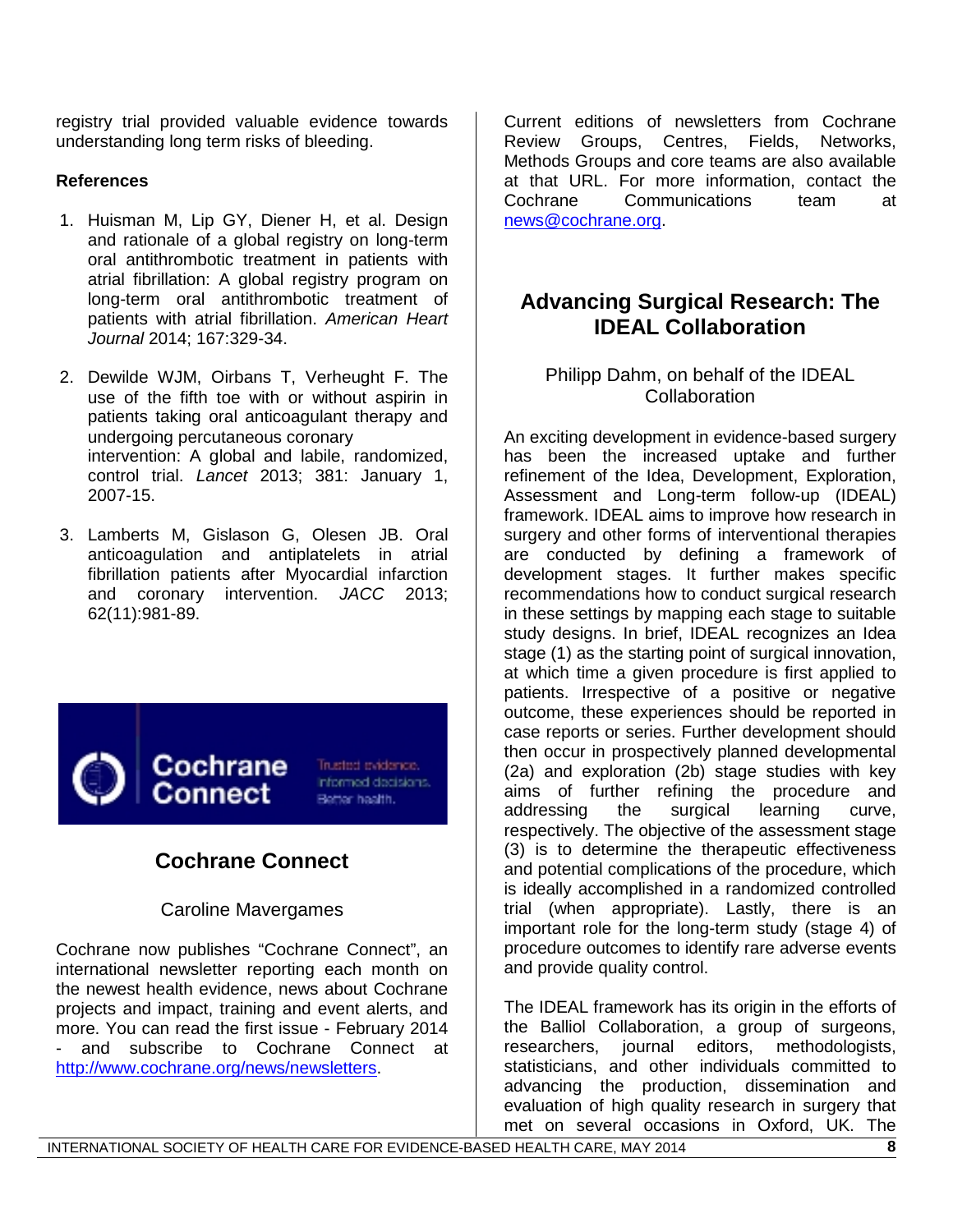registry trial provided valuable evidence towards understanding long term risks of bleeding.

**References**

1. Huisman M, Lip GY, Diener H, et al. Design and rationale of a global registry on long-term oral antithrombotic treatment in patients with atrial fibrillation: A global registry program on long-term oral antithrombotic treatment of patients with atrial fibrillation. *American Heart Journal* 2014; 167:329-34.

2. Dewilde WJM, Oirbans T, Verheught F. The use of the fifth toe with or without aspirin in patients taking oral anticoagulant therapy and undergoing percutaneous coronary intervention: A global and labile, randomized, control trial. *Lancet* 2013; 381: January 1, 2007-15.

3. Lamberts M, Gislason G, Olesen JB. Oral anticoagulation and antiplatelets in atrial fibrillation patients after Myocardial infarction and coronary intervention. *JACC* 2013; 62(11):981-89.

Cochrane Connect

Trusted evidence. Informed decisions. Better health.

## Cochrane Connect

Caroline Mavergames

Cochrane now publishes "Cochrane Connect", an international newsletter reporting each month on the newest health evidence, news about Cochrane projects and impact, training and event alerts, and more. You can read the first issue - February 2014 - and subscribe to Cochrane Connect at http://www.cochrane.org/news/newsletters.

Current editions of newsletters from Cochrane Review Groups, Centres, Fields, Networks, Methods Groups and core teams are also available at that URL. For more information, contact the Cochrane Communications team at news@cochrane.org.

## Advancing Surgical Research: The IDEAL Collaboration

Philipp Dahm, on behalf of the IDEAL Collaboration

An exciting development in evidence-based surgery has been the increased uptake and further refinement of the Idea, Development, Exploration, Assessment and Long-term follow-up (IDEAL) framework. IDEAL aims to improve how research in surgery and other forms of interventional therapies are conducted by defining a framework of development stages. It further makes specific recommendations how to conduct surgical research in these settings by mapping each stage to suitable study designs. In brief, IDEAL recognizes an Idea stage (1) as the starting point of surgical innovation, at which time a given procedure is first applied to patients. Irrespective of a positive or negative outcome, these experiences should be reported in case reports or series. Further development should then occur in prospectively planned developmental (2a) and exploration (2b) stage studies with key aims of further refining the procedure and addressing the surgical learning curve, respectively. The objective of the assessment stage (3) is to determine the therapeutic effectiveness and potential complications of the procedure, which is ideally accomplished in a randomized controlled trial (when appropriate). Lastly, there is an important role for the long-term study (stage 4) of procedure outcomes to identify rare adverse events and provide quality control.

The IDEAL framework has its origin in the efforts of the Balliol Collaboration, a group of surgeons, researchers, journal editors, methodologists, statisticians, and other individuals committed to advancing the production, dissemination and evaluation of high quality research in surgery that met on several occasions in Oxford, UK. The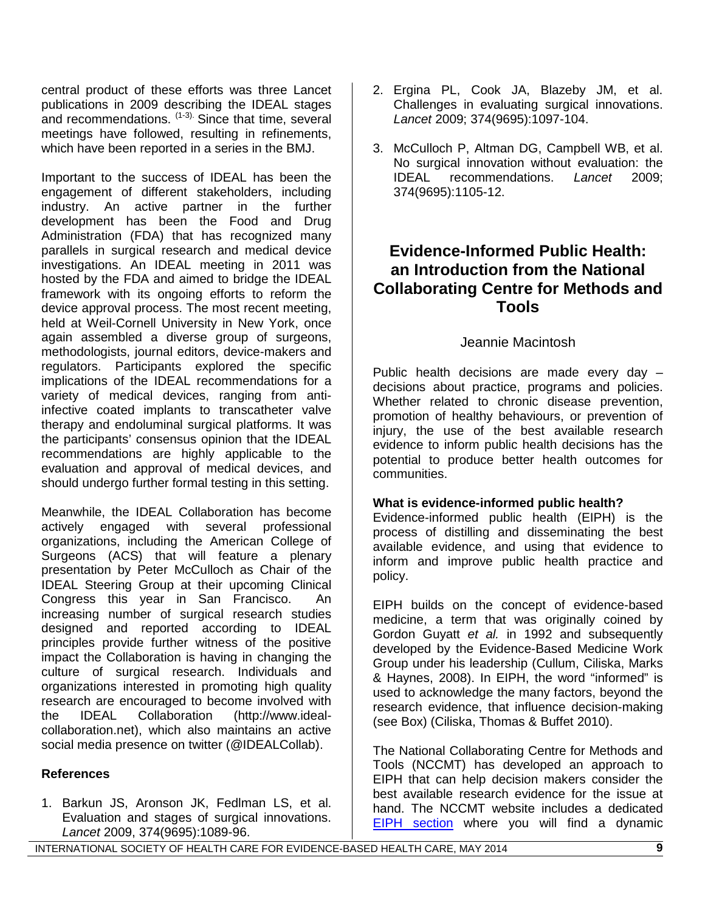central product of these efforts was three Lancet publications in 2009 describing the IDEAL stages and recommendations. [1-3] Since that time, several meetings have followed, resulting in refinements, which have been reported in a series in the BMJ.

Important to the success of IDEAL has been the engagement of different stakeholders, including industry. An active partner in the further development has been the Food and Drug Administration (FDA) that has recognized many parallels in surgical research and medical device investigations. An IDEAL meeting in 2011 was hosted by the FDA and aimed to bridge the IDEAL framework with its ongoing efforts to reform the device approval process. The most recent meeting, held at Weil-Cornell University in New York, once again assembled a diverse group of surgeons, methodologists, journal editors, device-makers and regulators. Participants explored the specific implications of the IDEAL recommendations for a variety of medical devices, ranging from anti-infective coated implants to transcatheter valve therapy and endoluminal surgical platforms. It was the participants' consensus opinion that the IDEAL recommendations are highly applicable to the evaluation and approval of medical devices, and should undergo further formal testing in this setting.

Meanwhile, the IDEAL Collaboration has become actively engaged with several professional organizations, including the American College of Surgeons (ACS) that will feature a plenary presentation by Peter McCulloch as Chair of the IDEAL Steering Group at their upcoming Clinical Congress this year in San Francisco. An increasing number of surgical research studies designed and reported according to IDEAL principles provide further witness of the positive impact the Collaboration is having in changing the culture of surgical research. Individuals and organizations interested in promoting high quality research are encouraged to become involved with the IDEAL Collaboration (http://www.ideal-collaboration.net), which also maintains an active social media presence on twitter (@IDEALCollab).

**References**

1. Barkun JS, Aronson JK, Fedlman LS, et al. Evaluation and stages of surgical innovations. *Lancet* 2009, 374(9695):1089-96.
2. Ergina PL, Cook JA, Blazeby JM, et al. Challenges in evaluating surgical innovations. *Lancet* 2009; 374(9695):1097-104.
3. McCulloch P, Altman DG, Campbell WB, et al. No surgical innovation without evaluation: the IDEAL recommendations. *Lancet* 2009; 374(9695):1105-12.

## Evidence-Informed Public Health: an Introduction from the National Collaborating Centre for Methods and Tools

Jeannie Macintosh

Public health decisions are made every day – decisions about practice, programs and policies. Whether related to chronic disease prevention, promotion of healthy behaviours, or prevention of injury, the use of the best available research evidence to inform public health decisions has the potential to produce better health outcomes for communities.

**What is evidence-informed public health?**
Evidence-informed public health (EIPH) is the process of distilling and disseminating the best available evidence, and using that evidence to inform and improve public health practice and policy.

EIPH builds on the concept of evidence-based medicine, a term that was originally coined by Gordon Guyatt *et al.* in 1992 and subsequently developed by the Evidence-Based Medicine Work Group under his leadership (Cullum, Ciliska, Marks & Haynes, 2008). In EIPH, the word "informed" is used to acknowledge the many factors, beyond the research evidence, that influence decision-making (see Box) (Ciliska, Thomas & Buffet 2010).

The National Collaborating Centre for Methods and Tools (NCCMT) has developed an approach to EIPH that can help decision makers consider the best available research evidence for the issue at hand. The NCCMT website includes a dedicated EIPH section where you will find a dynamic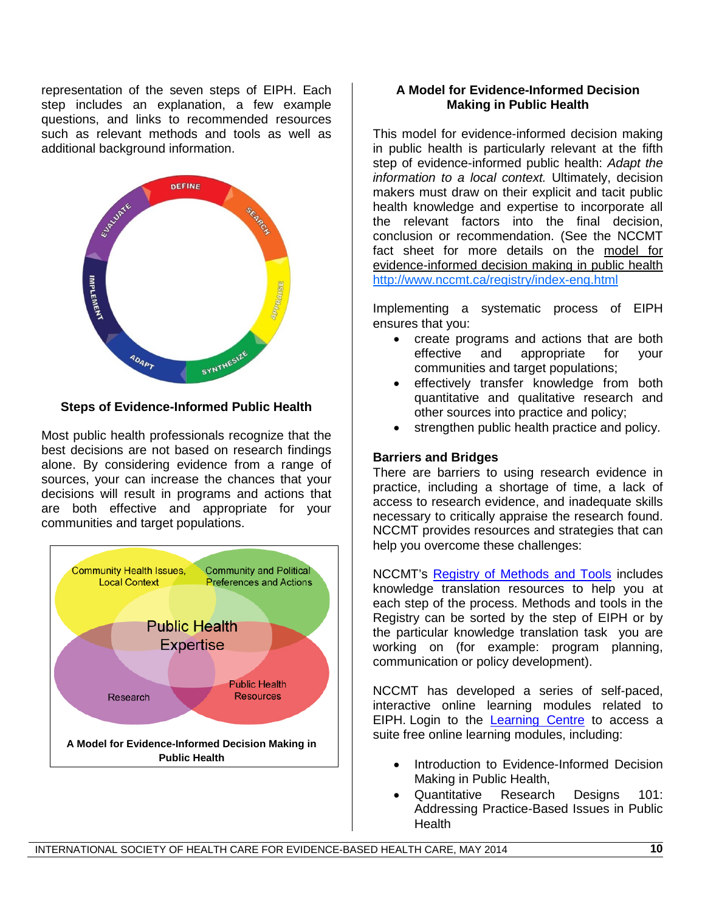representation of the seven steps of EIPH. Each step includes an explanation, a few example questions, and links to recommended resources such as relevant methods and tools as well as additional background information.

DEFINE
SEARCH
APPRAISE
SYNTHESIZE
ADAPT
IMPLEMENT
EVALUATE

**Steps of Evidence-Informed Public Health**

Most public health professionals recognize that the best decisions are not based on research findings alone. By considering evidence from a range of sources, your can increase the chances that your decisions will result in programs and actions that are both effective and appropriate for your communities and target populations.

Community Health Issues, Local Context
Community and Political Preferences and Actions
Public Health Expertise
Research
Public Health Resources

**A Model for Evidence-Informed Decision Making in Public Health**

### A Model for Evidence-Informed Decision Making in Public Health

This model for evidence-informed decision making in public health is particularly relevant at the fifth step of evidence-informed public health: *Adapt the information to a local context.* Ultimately, decision makers must draw on their explicit and tacit public health knowledge and expertise to incorporate all the relevant factors into the final decision, conclusion or recommendation. (See the NCCMT fact sheet for more details on the model for evidence-informed decision making in public health http://www.nccmt.ca/registry/index-eng.html

Implementing a systematic process of EIPH ensures that you:

- create programs and actions that are both effective and appropriate for your communities and target populations;
- effectively transfer knowledge from both quantitative and qualitative research and other sources into practice and policy;
- strengthen public health practice and policy.

**Barriers and Bridges**

There are barriers to using research evidence in practice, including a shortage of time, a lack of access to research evidence, and inadequate skills necessary to critically appraise the research found. NCCMT provides resources and strategies that can help you overcome these challenges:

NCCMT's Registry of Methods and Tools includes knowledge translation resources to help you at each step of the process. Methods and tools in the Registry can be sorted by the step of EIPH or by the particular knowledge translation task you are working on (for example: program planning, communication or policy development).

NCCMT has developed a series of self-paced, interactive online learning modules related to EIPH. Login to the Learning Centre to access a suite free online learning modules, including:

- Introduction to Evidence-Informed Decision Making in Public Health,
- Quantitative Research Designs 101: Addressing Practice-Based Issues in Public Health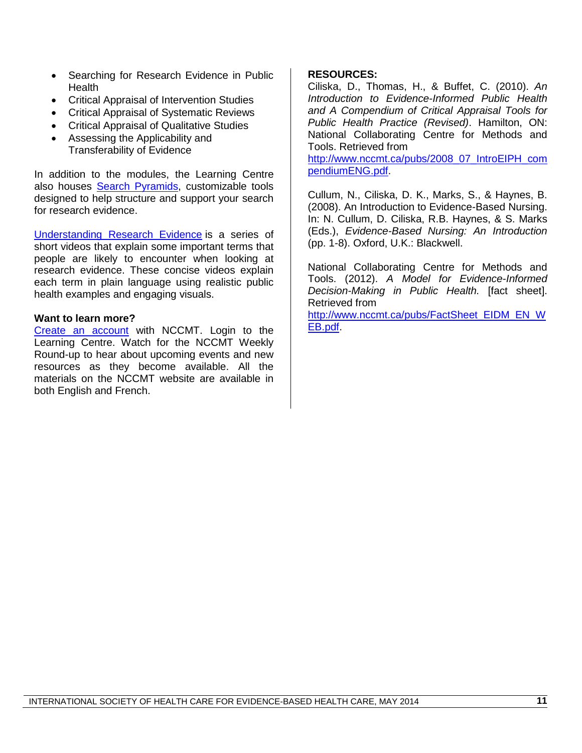- Searching for Research Evidence in Public Health
- Critical Appraisal of Intervention Studies
- Critical Appraisal of Systematic Reviews
- Critical Appraisal of Qualitative Studies
- Assessing the Applicability and Transferability of Evidence

In addition to the modules, the Learning Centre also houses Search Pyramids, customizable tools designed to help structure and support your search for research evidence.

Understanding Research Evidence is a series of short videos that explain some important terms that people are likely to encounter when looking at research evidence. These concise videos explain each term in plain language using realistic public health examples and engaging visuals.

**Want to learn more?**
Create an account with NCCMT. Login to the Learning Centre. Watch for the NCCMT Weekly Round-up to hear about upcoming events and new resources as they become available. All the materials on the NCCMT website are available in both English and French.

**RESOURCES:**
Ciliska, D., Thomas, H., & Buffet, C. (2010). *An Introduction to Evidence-Informed Public Health and A Compendium of Critical Appraisal Tools for Public Health Practice (Revised)*. Hamilton, ON: National Collaborating Centre for Methods and Tools. Retrieved from http://www.nccmt.ca/pubs/2008_07_IntroEIPH_compendiumENG.pdf.

Cullum, N., Ciliska, D. K., Marks, S., & Haynes, B. (2008). An Introduction to Evidence-Based Nursing. In: N. Cullum, D. Ciliska, R.B. Haynes, & S. Marks (Eds.), *Evidence-Based Nursing: An Introduction* (pp. 1-8). Oxford, U.K.: Blackwell.

National Collaborating Centre for Methods and Tools. (2012). *A Model for Evidence-Informed Decision-Making in Public Health.* [fact sheet]. Retrieved from http://www.nccmt.ca/pubs/FactSheet_EIDM_EN_WEB.pdf.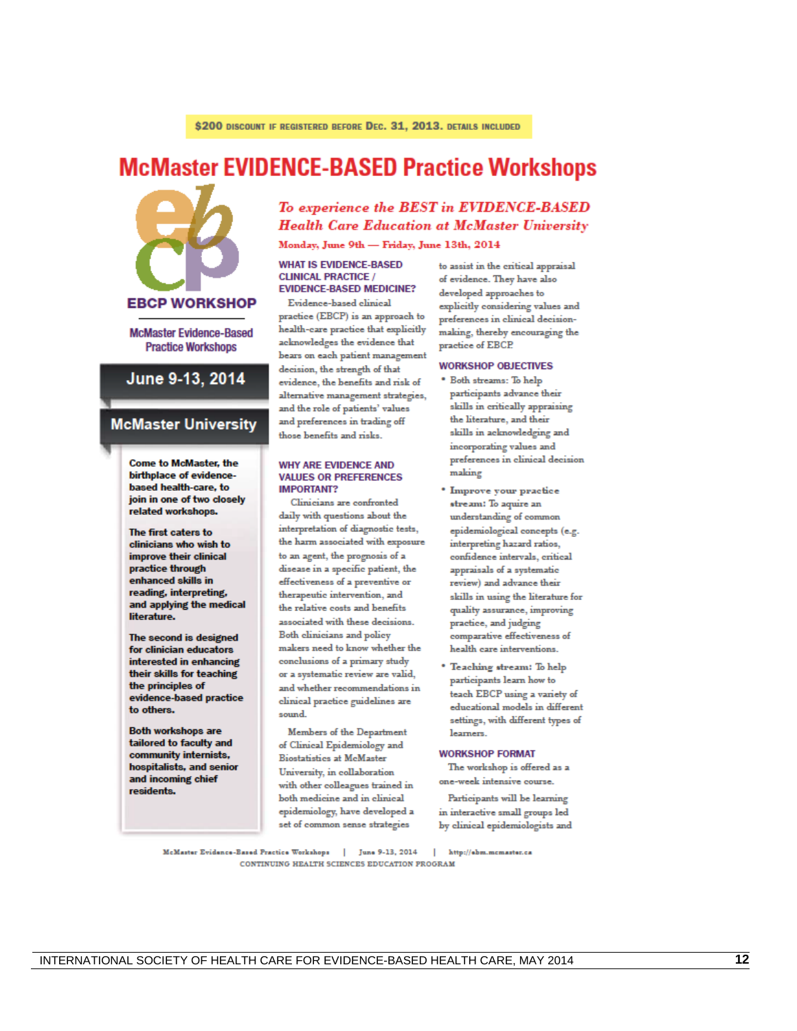$200 DISCOUNT IF REGISTERED BEFORE DEC. 31, 2013. DETAILS INCLUDED

# McMaster EVIDENCE-BASED Practice Workshops

**EBCP WORKSHOP**

McMaster Evidence-Based Practice Workshops

**June 9-13, 2014**

**McMaster University**

**Come to McMaster, the birthplace of evidence-based health-care, to join in one of two closely related workshops.**

**The first caters to clinicians who wish to improve their clinical practice through enhanced skills in reading, interpreting, and applying the medical literature.**

**The second is designed for clinician educators interested in enhancing their skills for teaching the principles of evidence-based practice to others.**

**Both workshops are tailored to faculty and community internists, hospitalists, and senior and incoming chief residents.**

## *To experience the BEST in EVIDENCE-BASED Health Care Education at McMaster University*

**Monday, June 9th — Friday, June 13th, 2014**

### WHAT IS EVIDENCE-BASED CLINICAL PRACTICE / EVIDENCE-BASED MEDICINE?

Evidence-based clinical practice (EBCP) is an approach to health-care practice that explicitly acknowledges the evidence that bears on each patient management decision, the strength of that evidence, the benefits and risk of alternative management strategies, and the role of patients' values and preferences in trading off those benefits and risks.

### WHY ARE EVIDENCE AND VALUES OR PREFERENCES IMPORTANT?

Clinicians are confronted daily with questions about the interpretation of diagnostic tests, the harm associated with exposure to an agent, the prognosis of a disease in a specific patient, the effectiveness of a preventive or therapeutic intervention, and the relative costs and benefits associated with these decisions. Both clinicians and policy makers need to know whether the conclusions of a primary study or a systematic review are valid, and whether recommendations in clinical practice guidelines are sound.

Members of the Department of Clinical Epidemiology and Biostatistics at McMaster University, in collaboration with other colleagues trained in both medicine and in clinical epidemiology, have developed a set of common sense strategies to assist in the critical appraisal of evidence. They have also developed approaches to explicitly considering values and preferences in clinical decision-making, thereby encouraging the practice of EBCP.

### WORKSHOP OBJECTIVES

- Both streams: To help participants advance their skills in critically appraising the literature, and their skills in acknowledging and incorporating values and preferences in clinical decision making
- **Improve your practice stream:** To acquire an understanding of common epidemiological concepts (e.g. interpreting hazard ratios, confidence intervals, critical appraisals of a systematic review) and advance their skills in using the literature for quality assurance, improving practice, and judging comparative effectiveness of health care interventions.
- **Teaching stream:** To help participants learn how to teach EBCP using a variety of educational models in different settings, with different types of learners.

### WORKSHOP FORMAT

The workshop is offered as a one-week intensive course.

Participants will be learning in interactive small groups led by clinical epidemiologists and

McMaster Evidence-Based Practice Workshops | June 9-13, 2014 | http://ebm.mcmaster.ca

CONTINUING HEALTH SCIENCES EDUCATION PROGRAM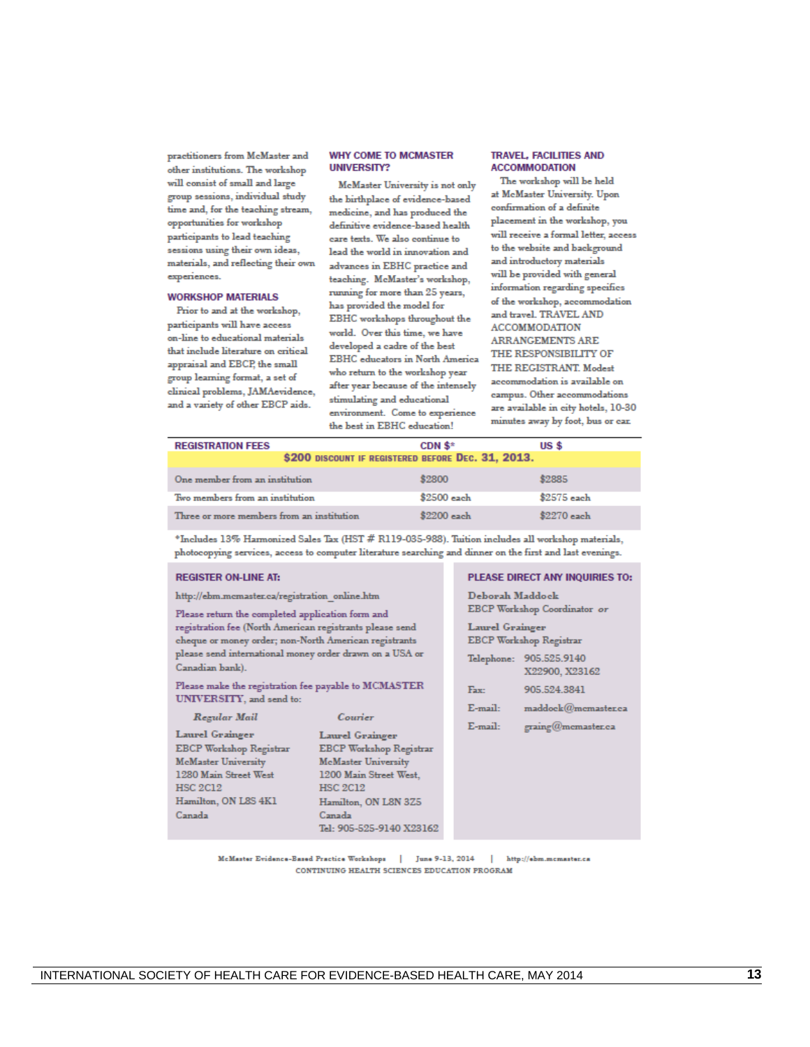practitioners from McMaster and other institutions. The workshop will consist of small and large group sessions, individual study time and, for the teaching stream, opportunities for workshop participants to lead teaching sessions using their own ideas, materials, and reflecting their own experiences.

## WORKSHOP MATERIALS

Prior to and at the workshop, participants will have access on-line to educational materials that include literature on critical appraisal and EBCP, the small group learning format, a set of clinical problems, JAMAevidence, and a variety of other EBCP aids.

## WHY COME TO MCMASTER UNIVERSITY?

McMaster University is not only the birthplace of evidence-based medicine, and has produced the definitive evidence-based health care texts. We also continue to lead the world in innovation and advances in EBHC practice and teaching. McMaster's workshop, running for more than 25 years, has provided the model for EBHC workshops throughout the world. Over this time, we have developed a cadre of the best EBHC educators in North America who return to the workshop year after year because of the intensely stimulating and educational environment. Come to experience the best in EBHC education!

## TRAVEL, FACILITIES AND ACCOMMODATION

The workshop will be held at McMaster University. Upon confirmation of a definite placement in the workshop, you will receive a formal letter, access to the website and background and introductory materials will be provided with general information regarding specifics of the workshop, accommodation and travel. TRAVEL AND ACCOMMODATION ARRANGEMENTS ARE THE RESPONSIBILITY OF THE REGISTRANT. Modest accommodation is available on campus. Other accommodations are available in city hotels, 10-30 minutes away by foot, bus or car.

| REGISTRATION FEES | CDN $* | US $ |
|---|---|---|
| **$200 DISCOUNT IF REGISTERED BEFORE DEC. 31, 2013.** | | |
| One member from an institution | $2800 | $2885 |
| Two members from an institution | $2500 each | $2575 each |
| Three or more members from an institution | $2200 each | $2270 each |

*Includes 13% Harmonized Sales Tax (HST # R119-035-988). Tuition includes all workshop materials, photocopying services, access to computer literature searching and dinner on the first and last evenings.

## REGISTER ON-LINE AT:

http://ebm.mcmaster.ca/registration_online.htm

Please return the completed application form and registration fee (North American registrants please send cheque or money order; non-North American registrants please send international money order drawn on a USA or Canadian bank).

Please make the registration fee payable to MCMASTER UNIVERSITY, and send to:

*Regular Mail*

Laurel Grainger
EBCP Workshop Registrar
McMaster University
1280 Main Street West
HSC 2C12
Hamilton, ON L8S 4K1
Canada

*Courier*

Laurel Grainger
EBCP Workshop Registrar
McMaster University
1200 Main Street West,
HSC 2C12
Hamilton, ON L8N 3Z5
Canada
Tel: 905-525-9140 X23162

## PLEASE DIRECT ANY INQUIRIES TO:

Deborah Maddock
EBCP Workshop Coordinator *or*

Laurel Grainger
EBCP Workshop Registrar

Telephone: 905.525.9140 X22900, X23162

Fax: 905.524.3841

E-mail: maddock@mcmaster.ca

E-mail: graing@mcmaster.ca

McMaster Evidence-Based Practice Workshops | June 9-13, 2014 | http://ebm.mcmaster.ca
CONTINUING HEALTH SCIENCES EDUCATION PROGRAM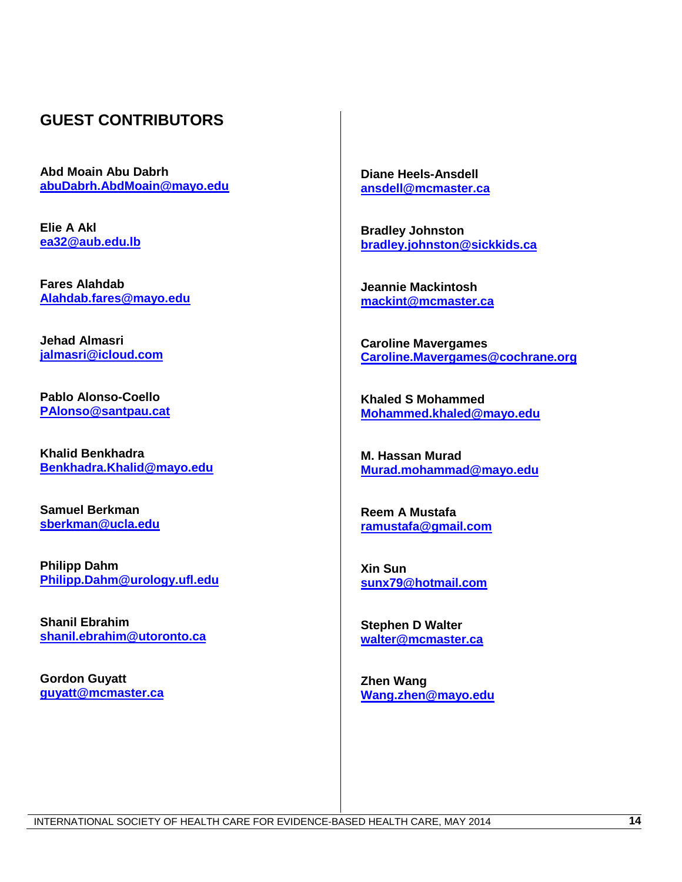## GUEST CONTRIBUTORS

**Abd Moain Abu Dabrh**
abuDabrh.AbdMoain@mayo.edu

**Elie A Akl**
ea32@aub.edu.lb

**Fares Alahdab**
Alahdab.fares@mayo.edu

**Jehad Almasri**
jalmasri@icloud.com

**Pablo Alonso-Coello**
PAlonso@santpau.cat

**Khalid Benkhadra**
Benkhadra.Khalid@mayo.edu

**Samuel Berkman**
sberkman@ucla.edu

**Philipp Dahm**
Philipp.Dahm@urology.ufl.edu

**Shanil Ebrahim**
shanil.ebrahim@utoronto.ca

**Gordon Guyatt**
guyatt@mcmaster.ca

**Diane Heels-Ansdell**
ansdell@mcmaster.ca

**Bradley Johnston**
bradley.johnston@sickkids.ca

**Jeannie Mackintosh**
mackint@mcmaster.ca

**Caroline Mavergames**
Caroline.Mavergames@cochrane.org

**Khaled S Mohammed**
Mohammed.khaled@mayo.edu

**M. Hassan Murad**
Murad.mohammad@mayo.edu

**Reem A Mustafa**
ramustafa@gmail.com

**Xin Sun**
sunx79@hotmail.com

**Stephen D Walter**
walter@mcmaster.ca

**Zhen Wang**
Wang.zhen@mayo.edu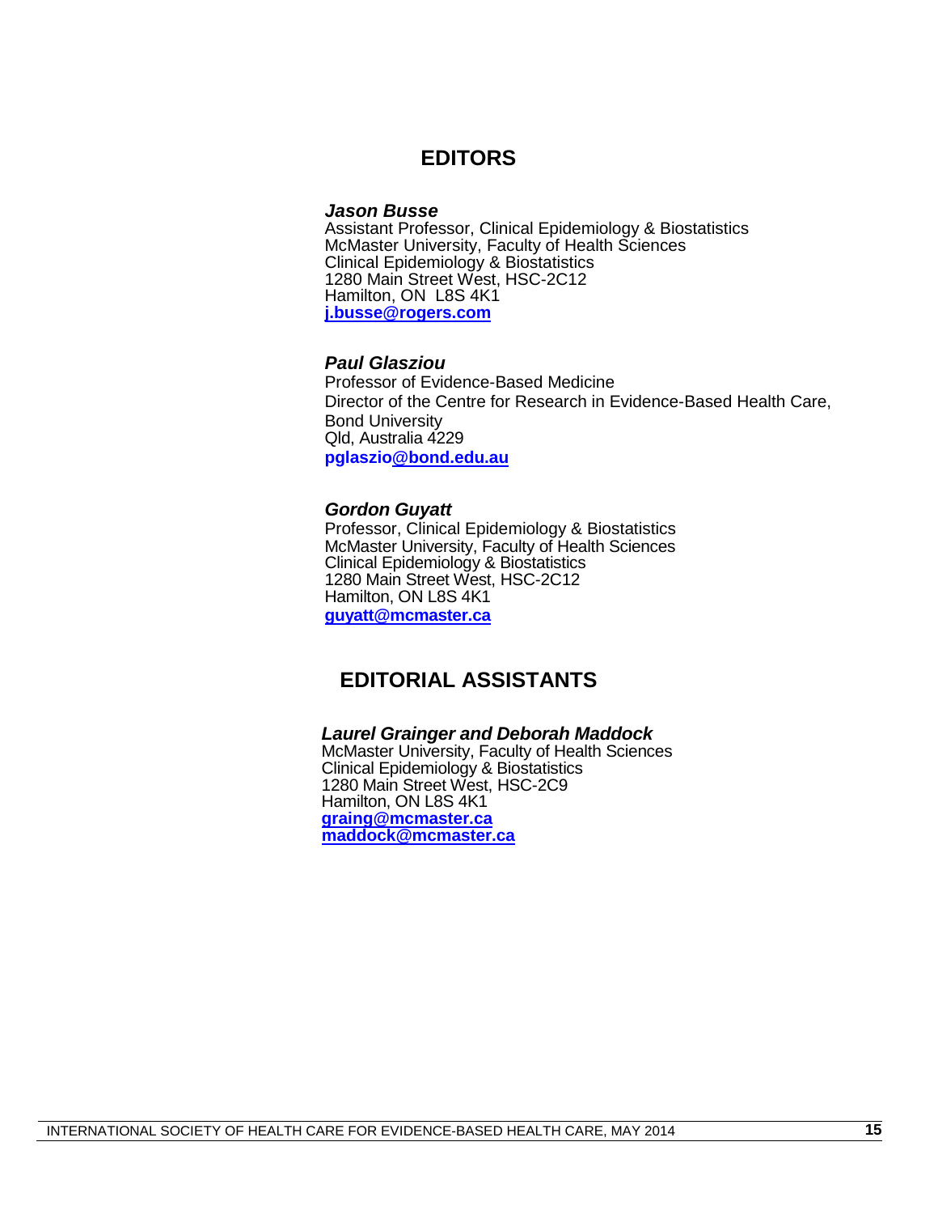## EDITORS

***Jason Busse***
Assistant Professor, Clinical Epidemiology & Biostatistics
McMaster University, Faculty of Health Sciences
Clinical Epidemiology & Biostatistics
1280 Main Street West, HSC-2C12
Hamilton, ON L8S 4K1
**j.busse@rogers.com**

***Paul Glasziou***
Professor of Evidence-Based Medicine
Director of the Centre for Research in Evidence-Based Health Care,
Bond University
Qld, Australia 4229
**pglaszio@bond.edu.au**

***Gordon Guyatt***
Professor, Clinical Epidemiology & Biostatistics
McMaster University, Faculty of Health Sciences
Clinical Epidemiology & Biostatistics
1280 Main Street West, HSC-2C12
Hamilton, ON L8S 4K1
**guyatt@mcmaster.ca**

## EDITORIAL ASSISTANTS

***Laurel Grainger and Deborah Maddock***
McMaster University, Faculty of Health Sciences
Clinical Epidemiology & Biostatistics
1280 Main Street West, HSC-2C9
Hamilton, ON L8S 4K1
**graing@mcmaster.ca**
**maddock@mcmaster.ca**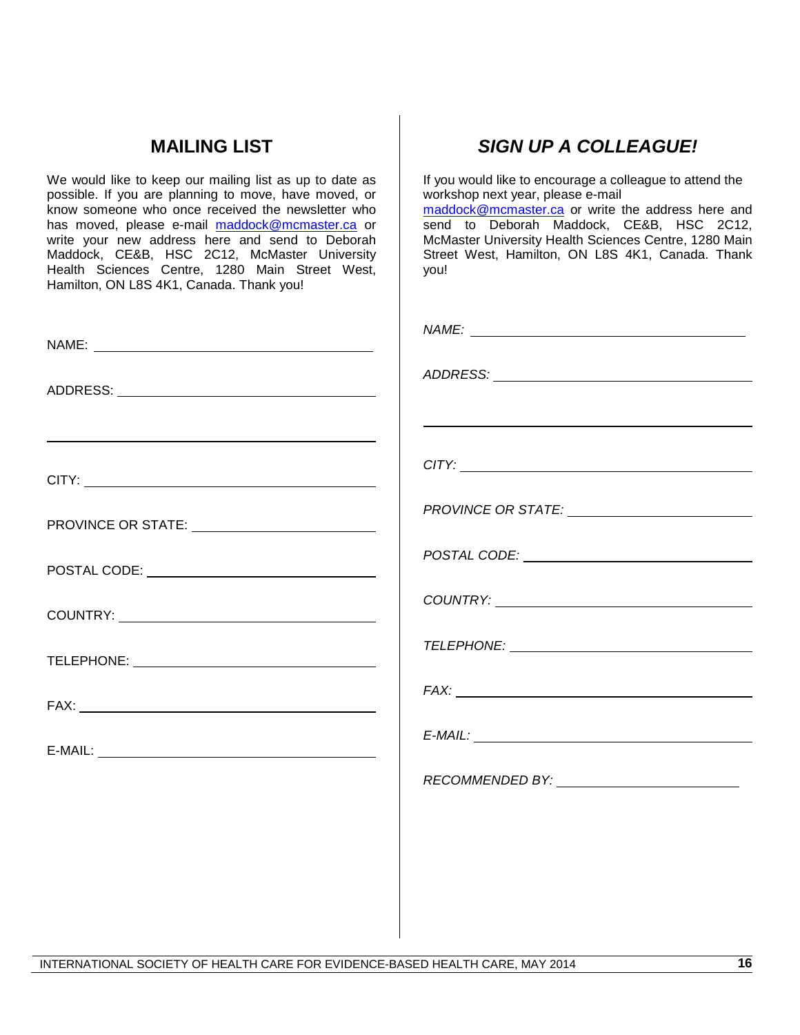## MAILING LIST

We would like to keep our mailing list as up to date as possible. If you are planning to move, have moved, or know someone who once received the newsletter who has moved, please e-mail maddock@mcmaster.ca or write your new address here and send to Deborah Maddock, CE&B, HSC 2C12, McMaster University Health Sciences Centre, 1280 Main Street West, Hamilton, ON L8S 4K1, Canada. Thank you!

NAME: ______________________________

ADDRESS: ______________________________

______________________________

CITY: ______________________________

PROVINCE OR STATE: ______________________________

POSTAL CODE: ______________________________

COUNTRY: ______________________________

TELEPHONE: ______________________________

FAX: ______________________________

E-MAIL: ______________________________

## *SIGN UP A COLLEAGUE!*

If you would like to encourage a colleague to attend the workshop next year, please e-mail maddock@mcmaster.ca or write the address here and send to Deborah Maddock, CE&B, HSC 2C12, McMaster University Health Sciences Centre, 1280 Main Street West, Hamilton, ON L8S 4K1, Canada. Thank you!

*NAME:* ______________________________

*ADDRESS:* ______________________________

______________________________

*CITY:* ______________________________

*PROVINCE OR STATE:* ______________________________

*POSTAL CODE:* ______________________________

*COUNTRY:* ______________________________

*TELEPHONE:* ______________________________

*FAX:* ______________________________

*E-MAIL:* ______________________________

*RECOMMENDED BY:* ______________________________